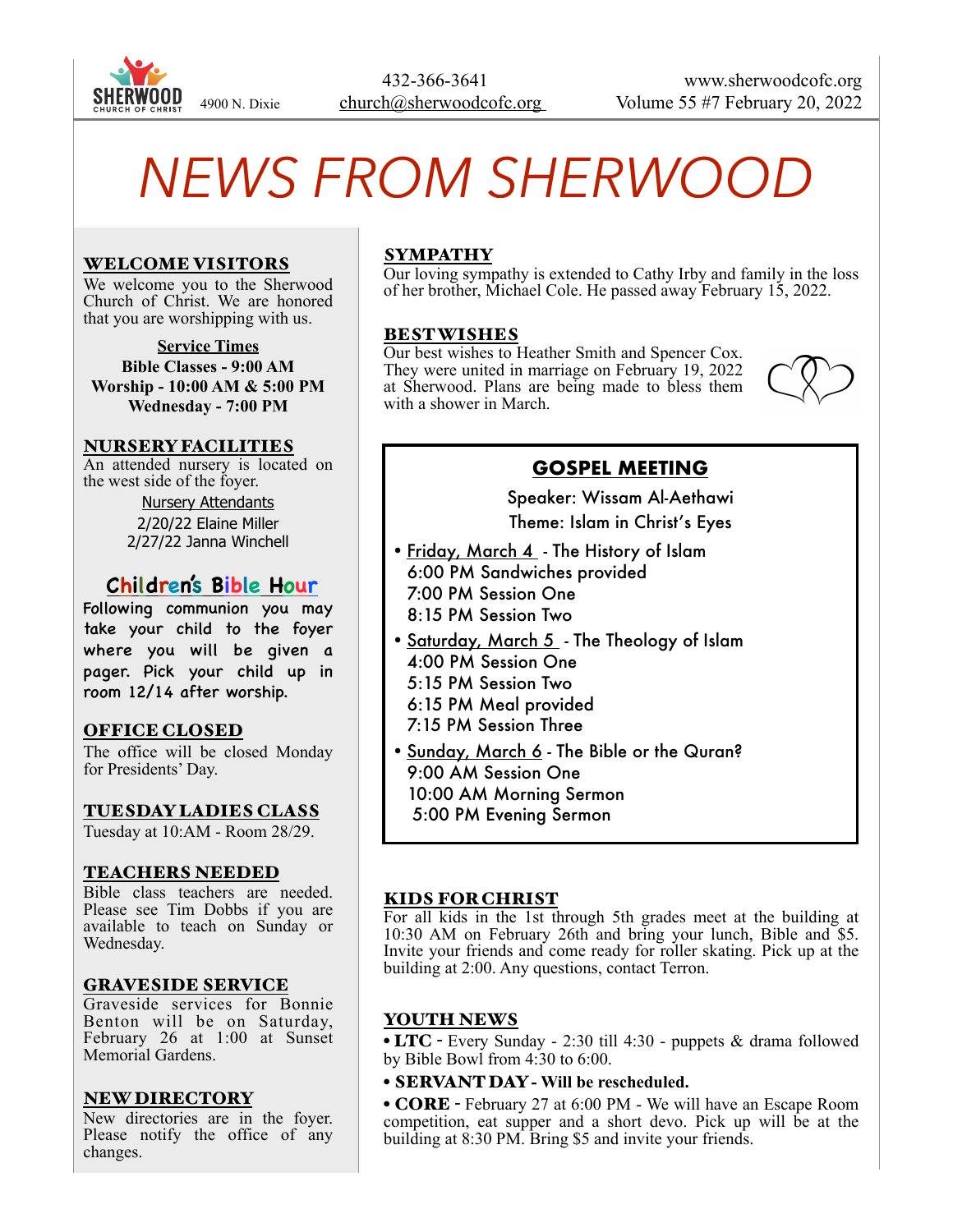SHERWOOD CHURCH OF CHRIST 4900 N. Dixie

432-366-3641
church@sherwoodcofc.org

www.sherwoodcofc.org
Volume 55 #7 February 20, 2022

# *NEWS FROM SHERWOOD*

## WELCOME VISITORS

We welcome you to the Sherwood Church of Christ. We are honored that you are worshipping with us.

**Service Times**
**Bible Classes - 9:00 AM**
**Worship - 10:00 AM & 5:00 PM**
**Wednesday - 7:00 PM**

## NURSERY FACILITIES

An attended nursery is located on the west side of the foyer.

Nursery Attendants
2/20/22 Elaine Miller
2/27/22 Janna Winchell

## Children's Bible Hour

Following communion you may take your child to the foyer where you will be given a pager. Pick your child up in room 12/14 after worship.

## OFFICE CLOSED

The office will be closed Monday for Presidents' Day.

## TUESDAY LADIES CLASS

Tuesday at 10:AM - Room 28/29.

## TEACHERS NEEDED

Bible class teachers are needed. Please see Tim Dobbs if you are available to teach on Sunday or Wednesday.

## GRAVESIDE SERVICE

Graveside services for Bonnie Benton will be on Saturday, February 26 at 1:00 at Sunset Memorial Gardens.

## NEW DIRECTORY

New directories are in the foyer. Please notify the office of any changes.

## SYMPATHY

Our loving sympathy is extended to Cathy Irby and family in the loss of her brother, Michael Cole. He passed away February 15, 2022.

## BEST WISHES

Our best wishes to Heather Smith and Spencer Cox. They were united in marriage on February 19, 2022 at Sherwood. Plans are being made to bless them with a shower in March.

## GOSPEL MEETING

Speaker: Wissam Al-Aethawi
Theme: Islam in Christ's Eyes

- Friday, March 4 - The History of Islam
  6:00 PM Sandwiches provided
  7:00 PM Session One
  8:15 PM Session Two
- Saturday, March 5 - The Theology of Islam
  4:00 PM Session One
  5:15 PM Session Two
  6:15 PM Meal provided
  7:15 PM Session Three
- Sunday, March 6 - The Bible or the Quran?
  9:00 AM Session One
  10:00 AM Morning Sermon
  5:00 PM Evening Sermon

## KIDS FOR CHRIST

For all kids in the 1st through 5th grades meet at the building at 10:30 AM on February 26th and bring your lunch, Bible and $5. Invite your friends and come ready for roller skating. Pick up at the building at 2:00. Any questions, contact Terron.

## YOUTH NEWS

- **LTC** - Every Sunday - 2:30 till 4:30 - puppets & drama followed by Bible Bowl from 4:30 to 6:00.
- **SERVANT DAY - Will be rescheduled.**
- **CORE** - February 27 at 6:00 PM - We will have an Escape Room competition, eat supper and a short devo. Pick up will be at the building at 8:30 PM. Bring $5 and invite your friends.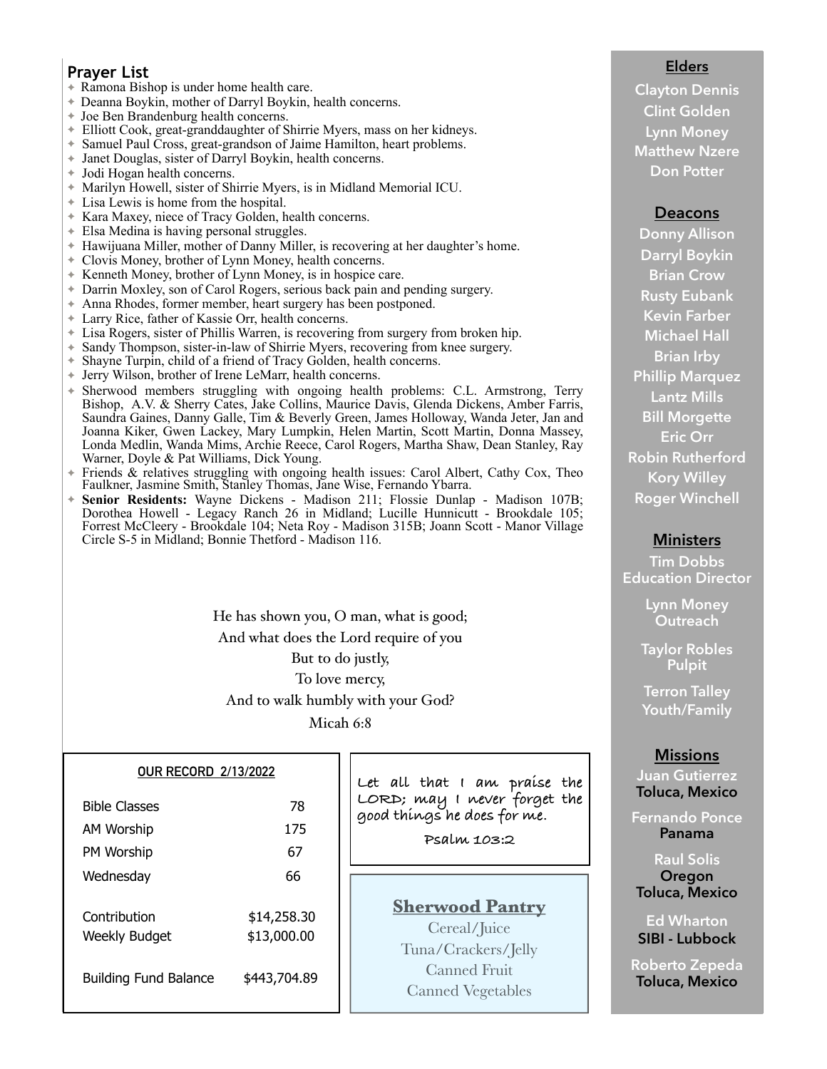## Prayer List

- Ramona Bishop is under home health care.
- Deanna Boykin, mother of Darryl Boykin, health concerns.
- Joe Ben Brandenburg health concerns.
- Elliott Cook, great-granddaughter of Shirrie Myers, mass on her kidneys.
- Samuel Paul Cross, great-grandson of Jaime Hamilton, heart problems.
- Janet Douglas, sister of Darryl Boykin, health concerns.
- Jodi Hogan health concerns.
- Marilyn Howell, sister of Shirrie Myers, is in Midland Memorial ICU.
- Lisa Lewis is home from the hospital.
- Kara Maxey, niece of Tracy Golden, health concerns.
- Elsa Medina is having personal struggles.
- Hawijuana Miller, mother of Danny Miller, is recovering at her daughter's home.
- Clovis Money, brother of Lynn Money, health concerns.
- Kenneth Money, brother of Lynn Money, is in hospice care.
- Darrin Moxley, son of Carol Rogers, serious back pain and pending surgery.
- Anna Rhodes, former member, heart surgery has been postponed.
- Larry Rice, father of Kassie Orr, health concerns.
- Lisa Rogers, sister of Phillis Warren, is recovering from surgery from broken hip.
- Sandy Thompson, sister-in-law of Shirrie Myers, recovering from knee surgery.
- Shayne Turpin, child of a friend of Tracy Golden, health concerns.
- Jerry Wilson, brother of Irene LeMarr, health concerns.
- Sherwood members struggling with ongoing health problems: C.L. Armstrong, Terry Bishop, A.V. & Sherry Cates, Jake Collins, Maurice Davis, Glenda Dickens, Amber Farris, Saundra Gaines, Danny Galle, Tim & Beverly Green, James Holloway, Wanda Jeter, Jan and Joanna Kiker, Gwen Lackey, Mary Lumpkin, Helen Martin, Scott Martin, Donna Massey, Londa Medlin, Wanda Mims, Archie Reece, Carol Rogers, Martha Shaw, Dean Stanley, Ray Warner, Doyle & Pat Williams, Dick Young.
- Friends & relatives struggling with ongoing health issues: Carol Albert, Cathy Cox, Theo Faulkner, Jasmine Smith, Stanley Thomas, Jane Wise, Fernando Ybarra.
- **Senior Residents:** Wayne Dickens - Madison 211; Flossie Dunlap - Madison 107B; Dorothea Howell - Legacy Ranch 26 in Midland; Lucille Hunnicutt - Brookdale 105; Forrest McCleery - Brookdale 104; Neta Roy - Madison 315B; Joann Scott - Manor Village Circle S-5 in Midland; Bonnie Thetford - Madison 116.

He has shown you, O man, what is good;
And what does the Lord require of you
But to do justly,
To love mercy,
And to walk humbly with your God?
Micah 6:8

**OUR RECORD 2/13/2022**

| | |
|---|---|
| Bible Classes | 78 |
| AM Worship | 175 |
| PM Worship | 67 |
| Wednesday | 66 |
| Contribution | $14,258.30 |
| Weekly Budget | $13,000.00 |
| Building Fund Balance | $443,704.89 |

Let all that I am praise the LORD; may I never forget the good things he does for me.

Psalm 103:2

## Sherwood Pantry

Cereal/Juice
Tuna/Crackers/Jelly
Canned Fruit
Canned Vegetables

### Elders

Clayton Dennis
Clint Golden
Lynn Money
Matthew Nzere
Don Potter

### Deacons

Donny Allison
Darryl Boykin
Brian Crow
Rusty Eubank
Kevin Farber
Michael Hall
Brian Irby
Phillip Marquez
Lantz Mills
Bill Morgette
Eric Orr
Robin Rutherford
Kory Willey
Roger Winchell

### Ministers

Tim Dobbs
Education Director

Lynn Money
Outreach

Taylor Robles
Pulpit

Terron Talley
Youth/Family

### Missions

Juan Gutierrez
Toluca, Mexico

Fernando Ponce
Panama

Raul Solis
Oregon
Toluca, Mexico

Ed Wharton
SIBI - Lubbock

Roberto Zepeda
Toluca, Mexico